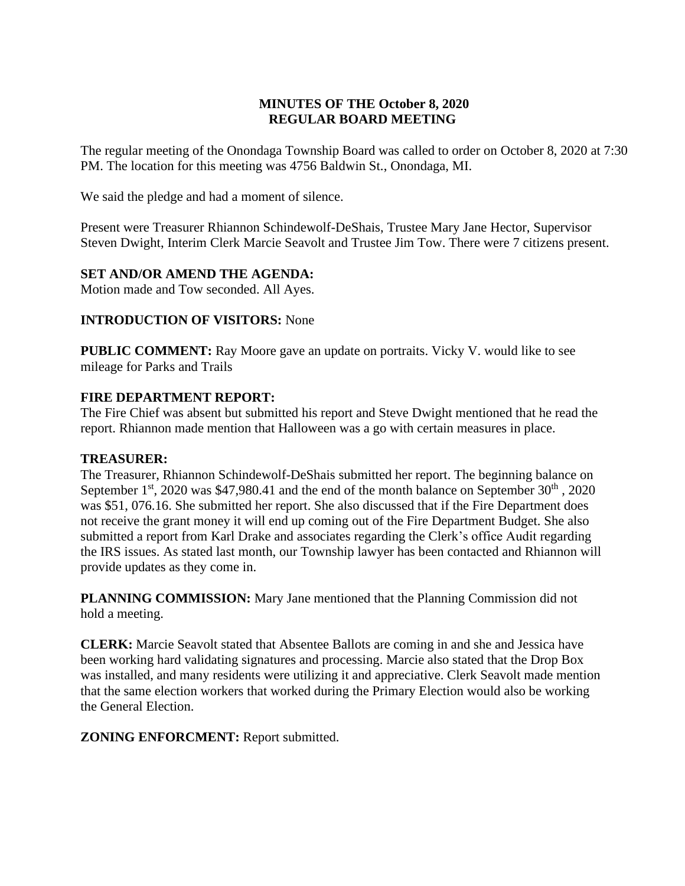# MINUTES OF THE October 8, 2020
# REGULAR BOARD MEETING

The regular meeting of the Onondaga Township Board was called to order on October 8, 2020 at 7:30 PM. The location for this meeting was 4756 Baldwin St., Onondaga, MI.

We said the pledge and had a moment of silence.

Present were Treasurer Rhiannon Schindewolf-DeShais, Trustee Mary Jane Hector, Supervisor Steven Dwight, Interim Clerk Marcie Seavolt and Trustee Jim Tow. There were 7 citizens present.

**SET AND/OR AMEND THE AGENDA:**
Motion made and Tow seconded. All Ayes.

**INTRODUCTION OF VISITORS:** None

**PUBLIC COMMENT:** Ray Moore gave an update on portraits. Vicky V. would like to see mileage for Parks and Trails

**FIRE DEPARTMENT REPORT:**
The Fire Chief was absent but submitted his report and Steve Dwight mentioned that he read the report. Rhiannon made mention that Halloween was a go with certain measures in place.

**TREASURER:**
The Treasurer, Rhiannon Schindewolf-DeShais submitted her report. The beginning balance on September 1st, 2020 was $47,980.41 and the end of the month balance on September 30th , 2020 was $51, 076.16. She submitted her report. She also discussed that if the Fire Department does not receive the grant money it will end up coming out of the Fire Department Budget. She also submitted a report from Karl Drake and associates regarding the Clerk's office Audit regarding the IRS issues. As stated last month, our Township lawyer has been contacted and Rhiannon will provide updates as they come in.

**PLANNING COMMISSION:** Mary Jane mentioned that the Planning Commission did not hold a meeting.

**CLERK:** Marcie Seavolt stated that Absentee Ballots are coming in and she and Jessica have been working hard validating signatures and processing. Marcie also stated that the Drop Box was installed, and many residents were utilizing it and appreciative. Clerk Seavolt made mention that the same election workers that worked during the Primary Election would also be working the General Election.

**ZONING ENFORCMENT:** Report submitted.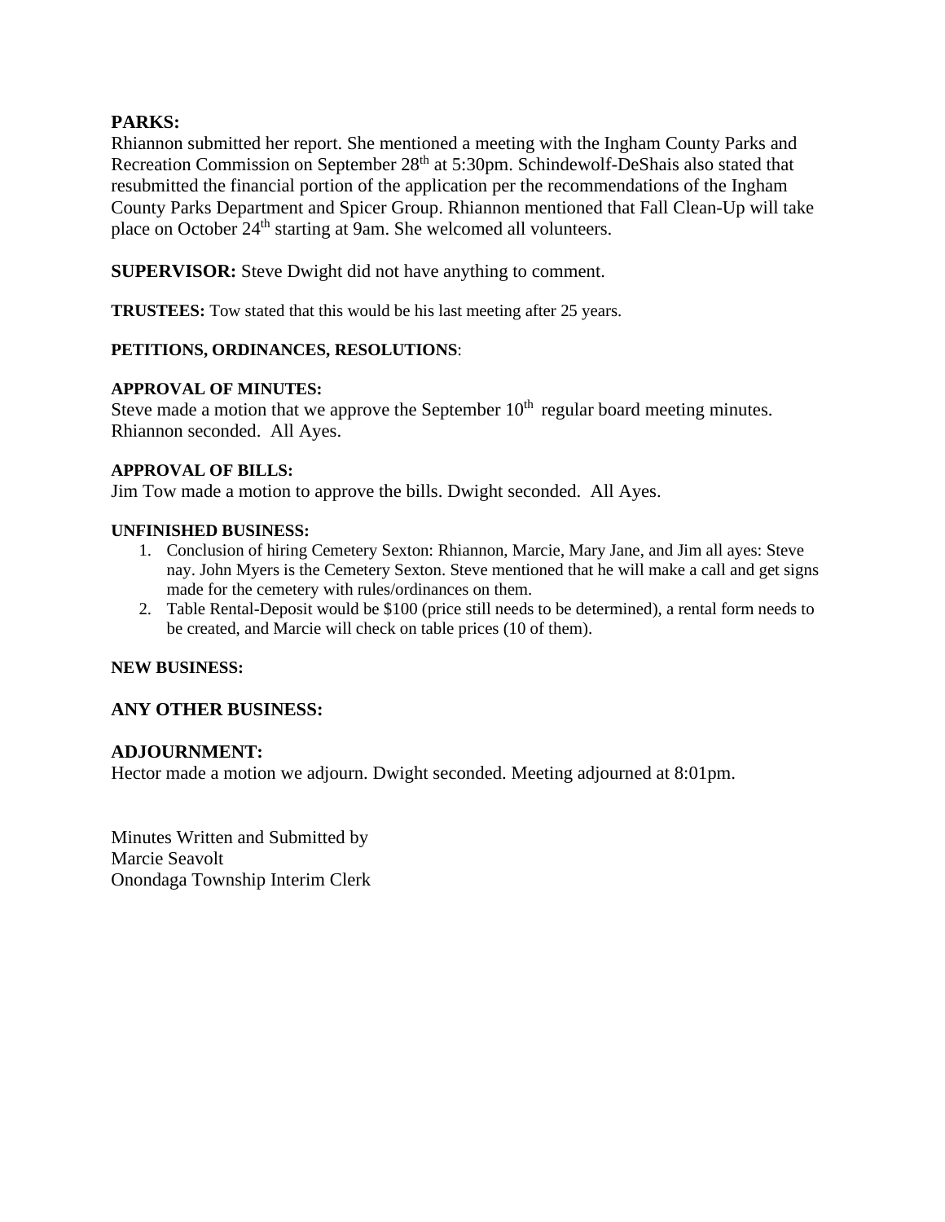**PARKS:**
Rhiannon submitted her report. She mentioned a meeting with the Ingham County Parks and Recreation Commission on September 28th at 5:30pm. Schindewolf-DeShais also stated that resubmitted the financial portion of the application per the recommendations of the Ingham County Parks Department and Spicer Group. Rhiannon mentioned that Fall Clean-Up will take place on October 24th starting at 9am. She welcomed all volunteers.

**SUPERVISOR:** Steve Dwight did not have anything to comment.

**TRUSTEES:** Tow stated that this would be his last meeting after 25 years.

**PETITIONS, ORDINANCES, RESOLUTIONS**:

**APPROVAL OF MINUTES:**
Steve made a motion that we approve the September 10th regular board meeting minutes. Rhiannon seconded. All Ayes.

**APPROVAL OF BILLS:**
Jim Tow made a motion to approve the bills. Dwight seconded. All Ayes.

**UNFINISHED BUSINESS:**

1. Conclusion of hiring Cemetery Sexton: Rhiannon, Marcie, Mary Jane, and Jim all ayes: Steve nay. John Myers is the Cemetery Sexton. Steve mentioned that he will make a call and get signs made for the cemetery with rules/ordinances on them.
2. Table Rental-Deposit would be $100 (price still needs to be determined), a rental form needs to be created, and Marcie will check on table prices (10 of them).

**NEW BUSINESS:**

**ANY OTHER BUSINESS:**

**ADJOURNMENT:**
Hector made a motion we adjourn. Dwight seconded. Meeting adjourned at 8:01pm.

Minutes Written and Submitted by
Marcie Seavolt
Onondaga Township Interim Clerk